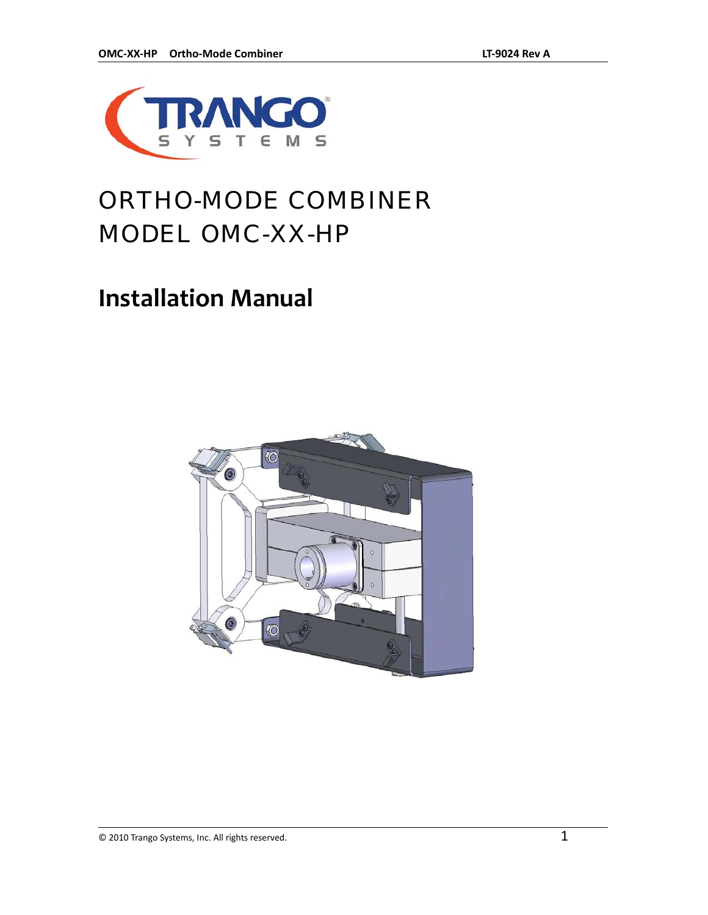# ORTHO-MODE COMBINER
# MODEL OMC-XX-HP

## Installation Manual

© 2010 Trango Systems, Inc. All rights reserved.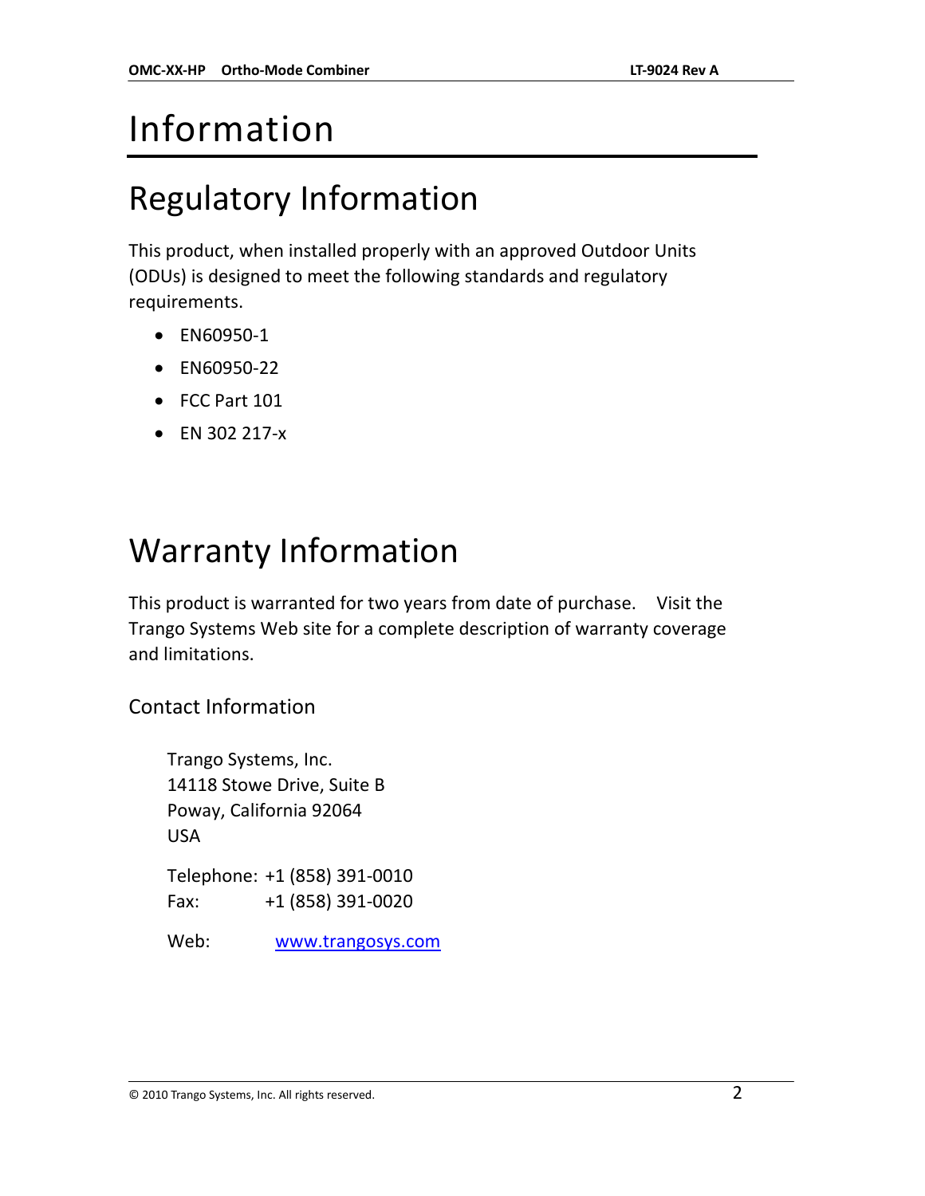# Information

## Regulatory Information

This product, when installed properly with an approved Outdoor Units (ODUs) is designed to meet the following standards and regulatory requirements.

- EN60950-1
- EN60950-22
- FCC Part 101
- EN 302 217-x

## Warranty Information

This product is warranted for two years from date of purchase. Visit the Trango Systems Web site for a complete description of warranty coverage and limitations.

### Contact Information

Trango Systems, Inc.
14118 Stowe Drive, Suite B
Poway, California 92064
USA

Telephone: +1 (858) 391-0010
Fax: +1 (858) 391-0020

Web: www.trangosys.com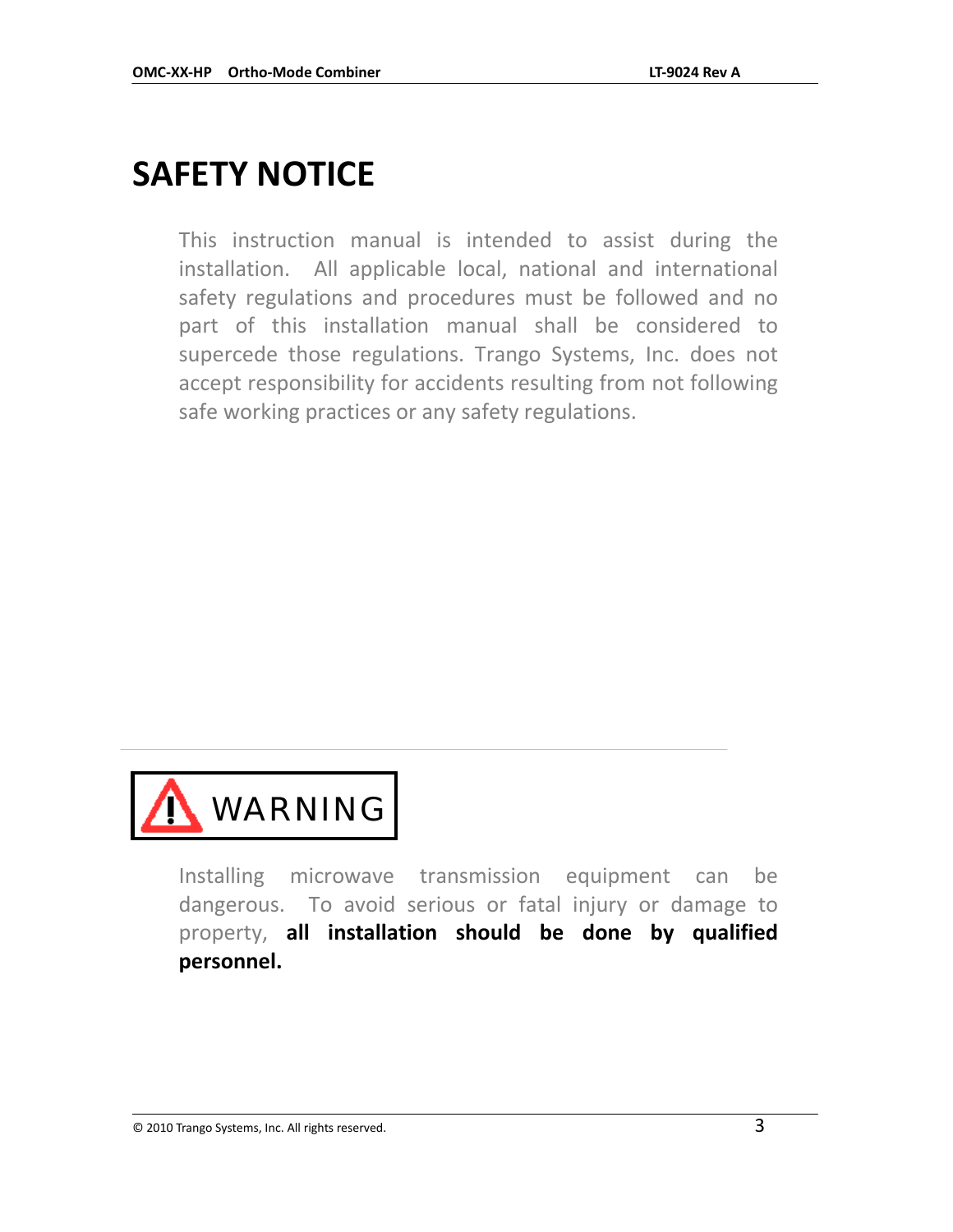# SAFETY NOTICE

This instruction manual is intended to assist during the installation. All applicable local, national and international safety regulations and procedures must be followed and no part of this installation manual shall be considered to supercede those regulations. Trango Systems, Inc. does not accept responsibility for accidents resulting from not following safe working practices or any safety regulations.

---

**WARNING**

Installing microwave transmission equipment can be dangerous. To avoid serious or fatal injury or damage to property, **all installation should be done by qualified personnel.**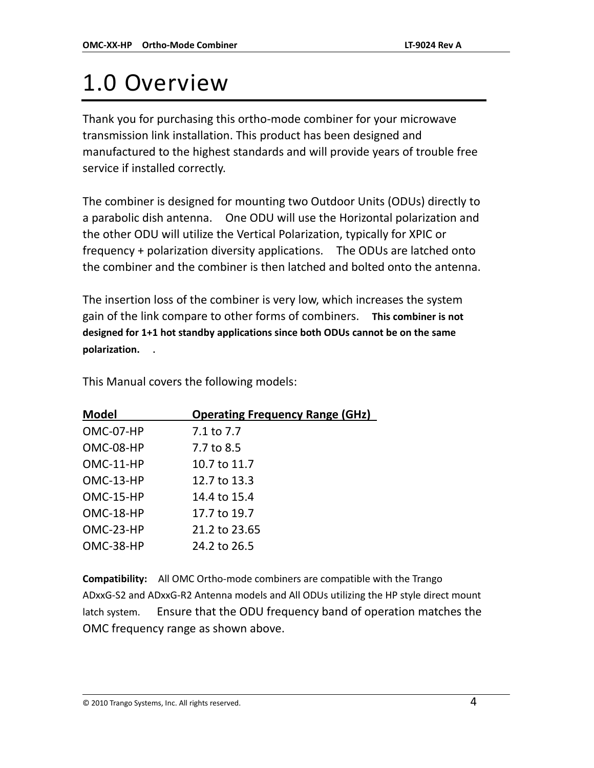# 1.0 Overview

Thank you for purchasing this ortho-mode combiner for your microwave transmission link installation. This product has been designed and manufactured to the highest standards and will provide years of trouble free service if installed correctly.

The combiner is designed for mounting two Outdoor Units (ODUs) directly to a parabolic dish antenna. One ODU will use the Horizontal polarization and the other ODU will utilize the Vertical Polarization, typically for XPIC or frequency + polarization diversity applications. The ODUs are latched onto the combiner and the combiner is then latched and bolted onto the antenna.

The insertion loss of the combiner is very low, which increases the system gain of the link compare to other forms of combiners. **This combiner is not designed for 1+1 hot standby applications since both ODUs cannot be on the same polarization.** .

This Manual covers the following models:

| Model | Operating Frequency Range (GHz) |
|---|---|
| OMC-07-HP | 7.1 to 7.7 |
| OMC-08-HP | 7.7 to 8.5 |
| OMC-11-HP | 10.7 to 11.7 |
| OMC-13-HP | 12.7 to 13.3 |
| OMC-15-HP | 14.4 to 15.4 |
| OMC-18-HP | 17.7 to 19.7 |
| OMC-23-HP | 21.2 to 23.65 |
| OMC-38-HP | 24.2 to 26.5 |

**Compatibility:** All OMC Ortho-mode combiners are compatible with the Trango ADxxG-S2 and ADxxG-R2 Antenna models and All ODUs utilizing the HP style direct mount latch system. Ensure that the ODU frequency band of operation matches the OMC frequency range as shown above.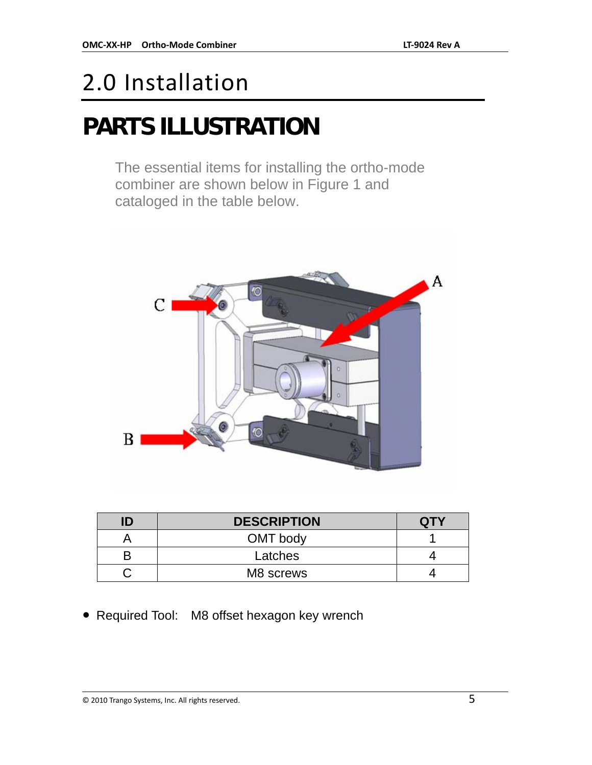# 2.0 Installation

## PARTS ILLUSTRATION

The essential items for installing the ortho-mode combiner are shown below in Figure 1 and cataloged in the table below.

| ID | DESCRIPTION | QTY |
|---|---|---|
| A | OMT body | 1 |
| B | Latches | 4 |
| C | M8 screws | 4 |

- Required Tool: M8 offset hexagon key wrench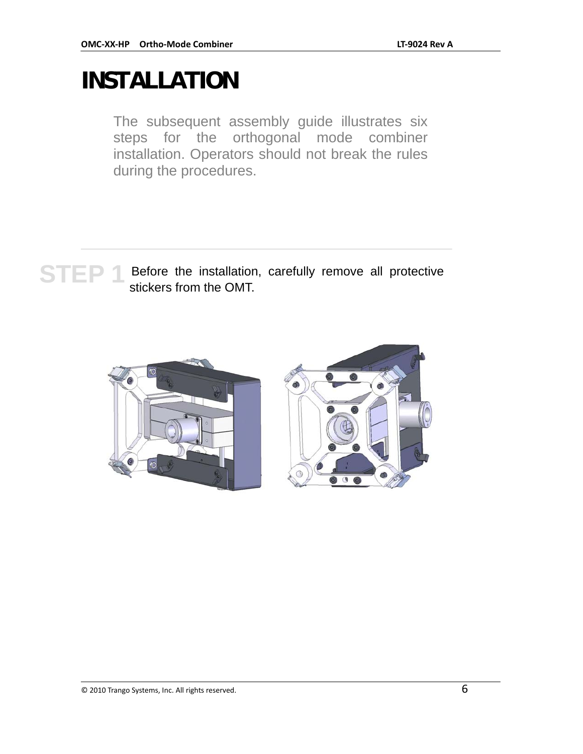# INSTALLATION

The subsequent assembly guide illustrates six steps for the orthogonal mode combiner installation. Operators should not break the rules during the procedures.

---

**STEP 1** Before the installation, carefully remove all protective stickers from the OMT.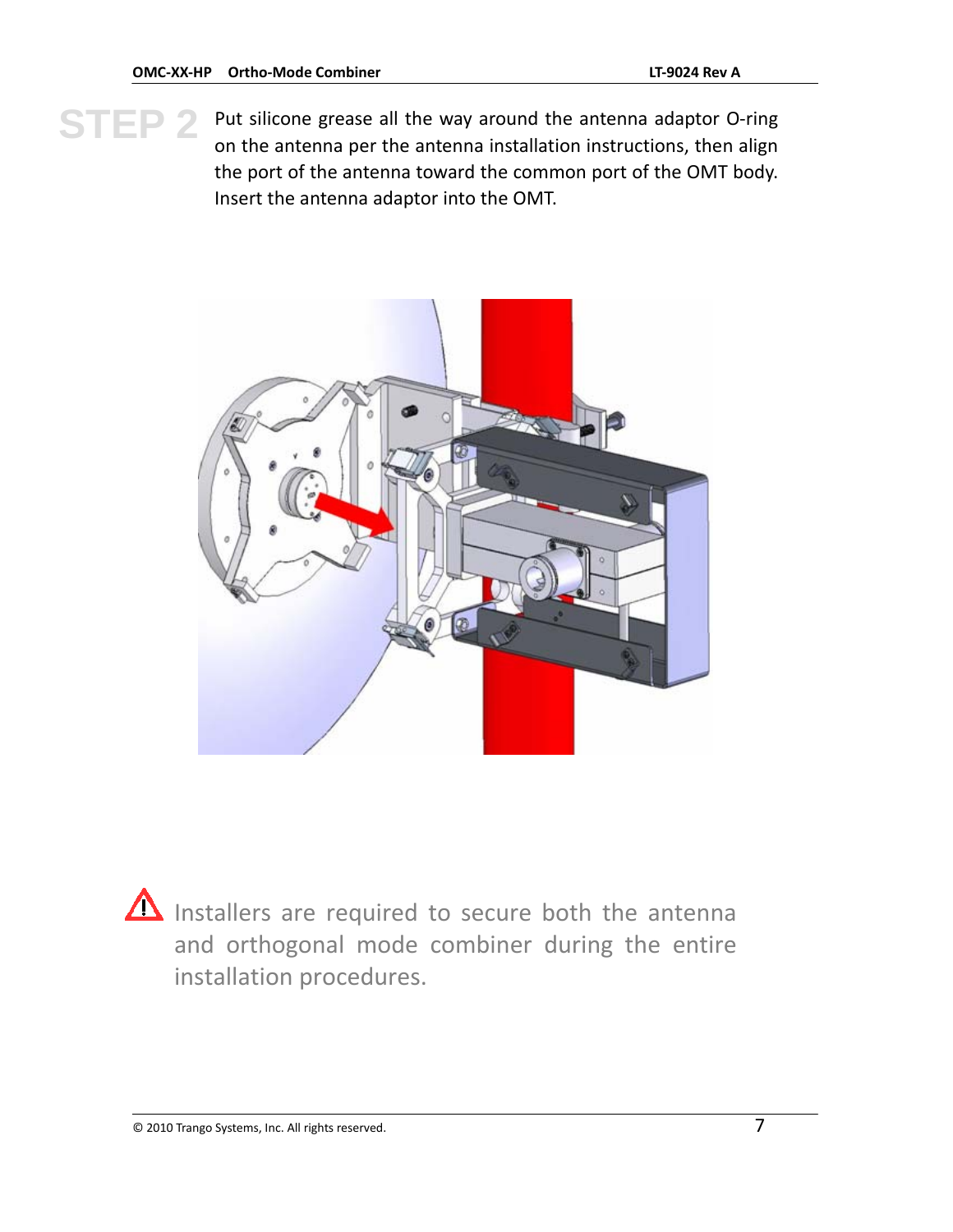## STEP 2

Put silicone grease all the way around the antenna adaptor O-ring on the antenna per the antenna installation instructions, then align the port of the antenna toward the common port of the OMT body. Insert the antenna adaptor into the OMT.

⚠ Installers are required to secure both the antenna and orthogonal mode combiner during the entire installation procedures.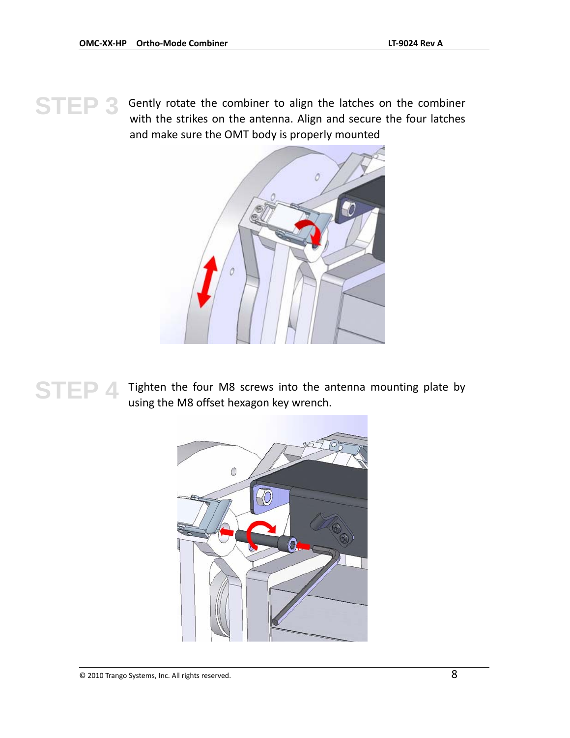## STEP 3

Gently rotate the combiner to align the latches on the combiner with the strikes on the antenna. Align and secure the four latches and make sure the OMT body is properly mounted

## STEP 4

Tighten the four M8 screws into the antenna mounting plate by using the M8 offset hexagon key wrench.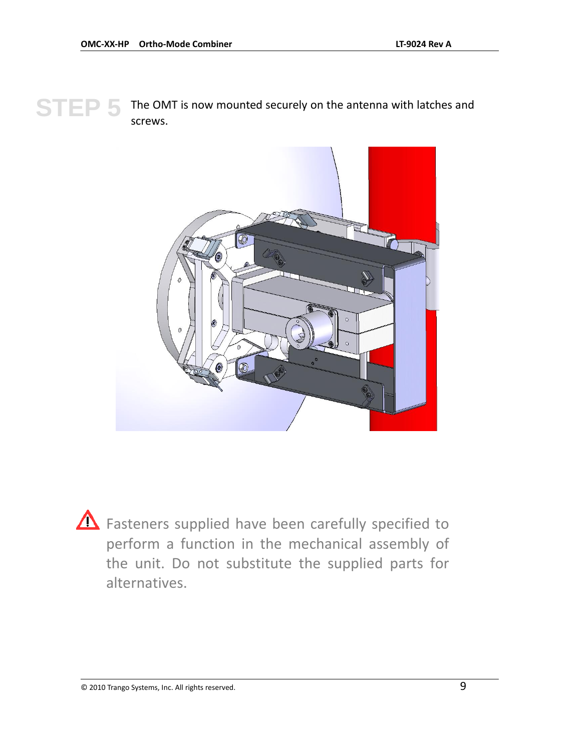**STEP 5** The OMT is now mounted securely on the antenna with latches and screws.

⚠ Fasteners supplied have been carefully specified to perform a function in the mechanical assembly of the unit. Do not substitute the supplied parts for alternatives.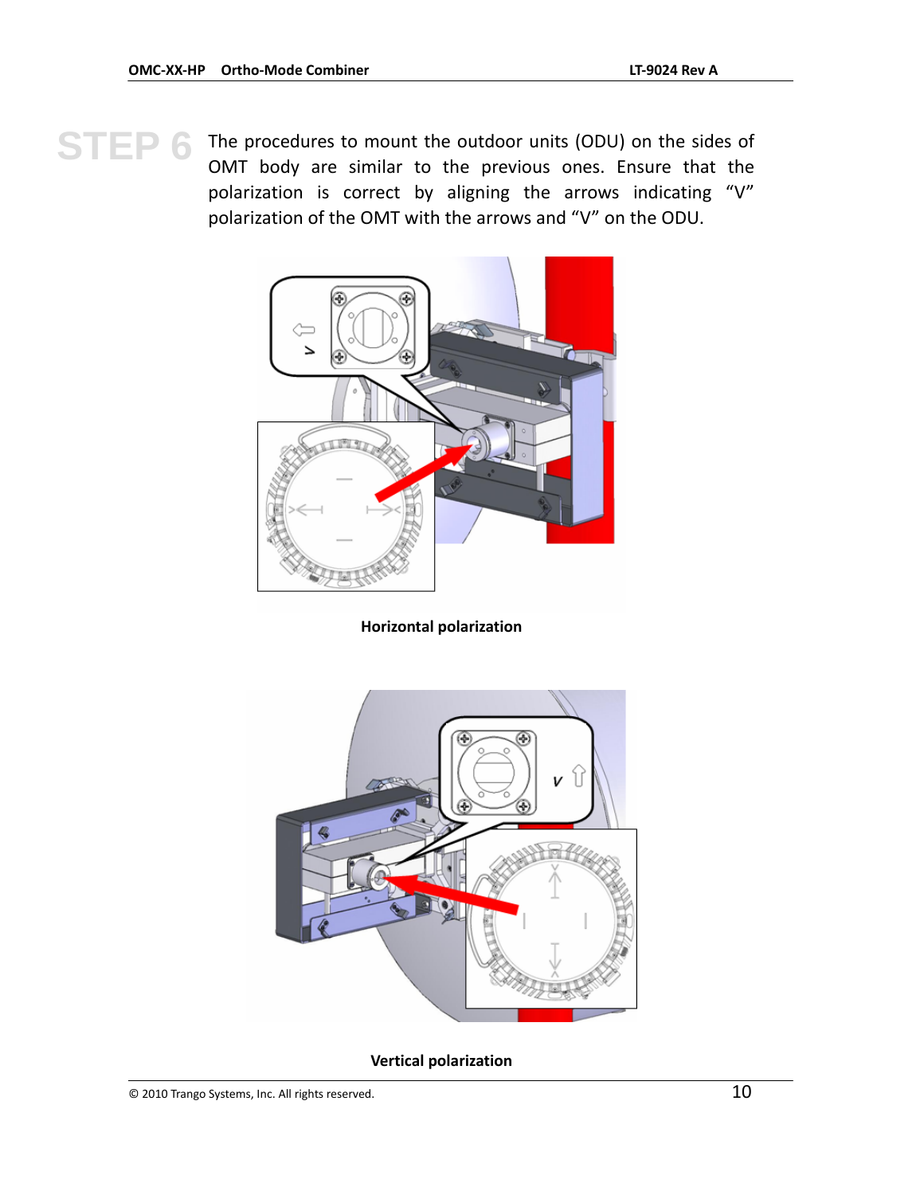**STEP 6** The procedures to mount the outdoor units (ODU) on the sides of OMT body are similar to the previous ones. Ensure that the polarization is correct by aligning the arrows indicating "V" polarization of the OMT with the arrows and "V" on the ODU.

**Horizontal polarization**

**Vertical polarization**